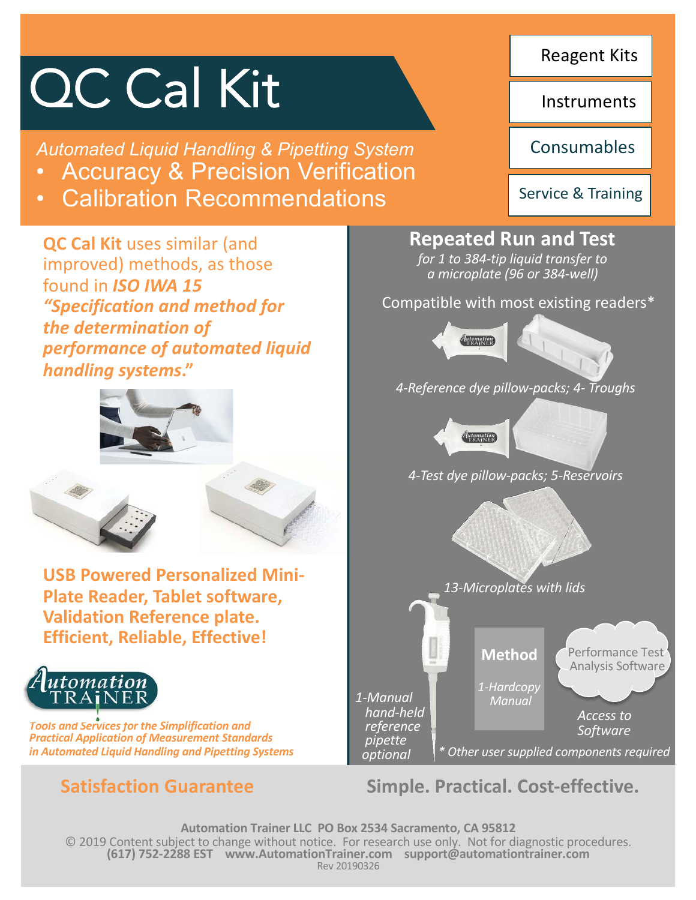# QC Cal Kit

*Automated Liquid Handling & Pipetting System*

- Accuracy & Precision Verification
- Calibration Recommendations

Reagent Kits

Instruments

Consumables

Service & Training

**QC Cal Kit** uses similar (and improved) methods, as those found in ***ISO IWA 15 "Specification and method for the determination of performance of automated liquid handling systems."***

**USB Powered Personalized Mini-Plate Reader, Tablet software, Validation Reference plate. Efficient, Reliable, Effective!**

Automation TRAINER

***Tools and Services for the Simplification and Practical Application of Measurement Standards in Automated Liquid Handling and Pipetting Systems***

## Repeated Run and Test

*for 1 to 384-tip liquid transfer to a microplate (96 or 384-well)*

Compatible with most existing readers*

*4-Reference dye pillow-packs; 4- Troughs*

*4-Test dye pillow-packs; 5-Reservoirs*

*13-Microplates with lids*

*1-Manual hand-held reference pipette optional*

**Method**

*1-Hardcopy Manual*

Performance Test Analysis Software

*Access to Software*

** Other user supplied components required*

**Satisfaction Guarantee**

**Simple. Practical. Cost-effective.**

**Automation Trainer LLC PO Box 2534 Sacramento, CA 95812**

© 2019 Content subject to change without notice. For research use only. Not for diagnostic procedures.

**(617) 752-2288 EST www.AutomationTrainer.com support@automationtrainer.com**

Rev 20190326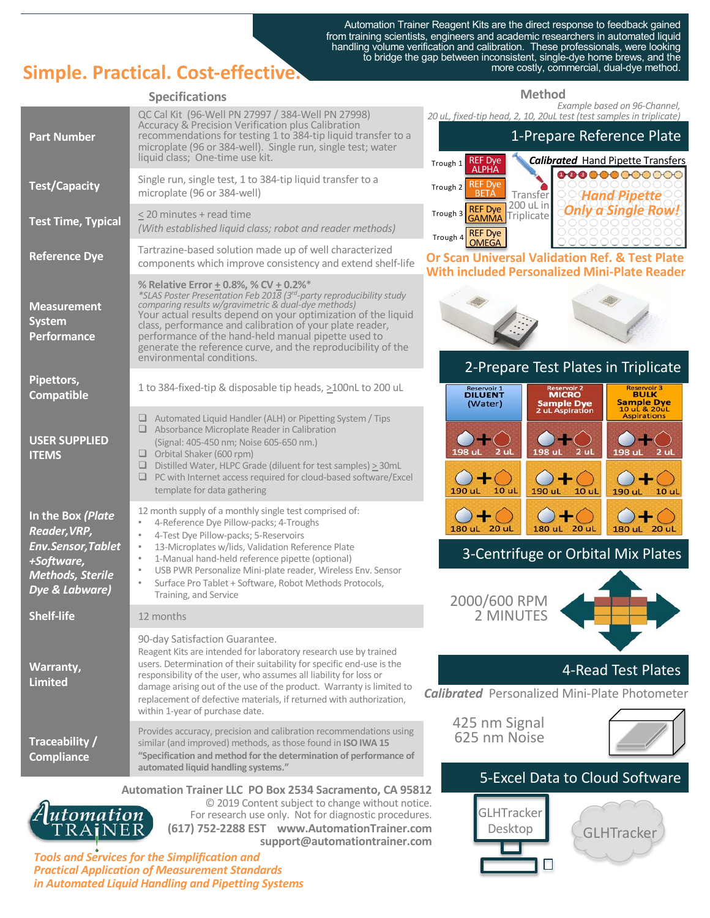Automation Trainer Reagent Kits are the direct response to feedback gained from training scientists, engineers and academic researchers in automated liquid handling volume verification and calibration. These professionals, were looking to bridge the gap between inconsistent, single-dye home brews, and the more costly, commercial, dual-dye method.

# Simple. Practical. Cost-effective.

## Specifications

| | |
|---|---|
| **Part Number** | QC Cal Kit (96-Well PN 27997 / 384-Well PN 27998) Accuracy & Precision Verification plus Calibration recommendations for testing 1 to 384-tip liquid transfer to a microplate (96 or 384-well). Single run, single test; water liquid class; One-time use kit. |
| **Test/Capacity** | Single run, single test, 1 to 384-tip liquid transfer to a microplate (96 or 384-well) |
| **Test Time, Typical** | ≤ 20 minutes + read time *(With established liquid class; robot and reader methods)* |
| **Reference Dye** | Tartrazine-based solution made up of well characterized components which improve consistency and extend shelf-life |
| **Measurement System Performance** | **% Relative Error ± 0.8%, % CV ± 0.2%*** *\*SLAS Poster Presentation Feb 2018 (3rd-party reproducibility study comparing results w/gravimetric & dual-dye methods)* Your actual results depend on your optimization of the liquid class, performance and calibration of your plate reader, performance of the hand-held manual pipette used to generate the reference curve, and the reproducibility of the environmental conditions. |
| **Pipettors, Compatible** | 1 to 384-fixed-tip & disposable tip heads, ≥100nL to 200 uL |
| **USER SUPPLIED ITEMS** | ❑ Automated Liquid Handler (ALH) or Pipetting System / Tips<br>❑ Absorbance Microplate Reader in Calibration (Signal: 405-450 nm; Noise 605-650 nm.)<br>❑ Orbital Shaker (600 rpm)<br>❑ Distilled Water, HLPC Grade (diluent for test samples) ≥ 30mL<br>❑ PC with Internet access required for cloud-based software/Excel template for data gathering |
| ***In the Box (Plate Reader, VRP, Env.Sensor, Tablet +Software, Methods, Sterile Dye & Labware)*** | 12 month supply of a monthly single test comprised of:<br>• 4-Reference Dye Pillow-packs; 4-Troughs<br>• 4-Test Dye Pillow-packs; 5-Reservoirs<br>• 13-Microplates w/lids, Validation Reference Plate<br>• 1-Manual hand-held reference pipette (optional)<br>• USB PWR Personalize Mini-plate reader, Wireless Env. Sensor<br>• Surface Pro Tablet + Software, Robot Methods Protocols, Training, and Service |
| **Shelf-life** | 12 months |
| **Warranty, Limited** | 90-day Satisfaction Guarantee. Reagent Kits are intended for laboratory research use by trained users. Determination of their suitability for specific end-use is the responsibility of the user, who assumes all liability for loss or damage arising out of the use of the product. Warranty is limited to replacement of defective materials, if returned with authorization, within 1-year of purchase date. |
| **Traceability / Compliance** | Provides accuracy, precision and calibration recommendations using similar (and improved) methods, as those found in **ISO IWA 15 "Specification and method for the determination of performance of automated liquid handling systems."** |

## Method

*Example based on 96-Channel, 20 uL, fixed-tip head, 2, 10, 20uL test (test samples in triplicate)*

### 1-Prepare Reference Plate

Trough 1 REF Dye ALPHA
Trough 2 REF Dye BETA
Trough 3 REF Dye GAMMA
Trough 4 REF Dye OMEGA

Transfer 200 uL in Triplicate

***Calibrated*** Hand Pipette Transfers

*Hand Pipette Only a Single Row!*

**Or Scan Universal Validation Ref. & Test Plate With included Personalized Mini-Plate Reader**

### 2-Prepare Test Plates in Triplicate

Reservoir 1 **DILUENT** (Water)
Reservoir 2 **MICRO Sample Dye** 2 uL Aspiration
Reservoir 3 **BULK Sample Dye** 10 uL & 20uL Aspirations

198 uL + 2 uL | 198 uL + 2 uL | 198 uL + 2 uL
190 uL + 10 uL | 190 uL + 10 uL | 190 uL + 10 uL
180 uL + 20 uL | 180 uL + 20 uL | 180 uL + 20 uL

### 3-Centrifuge or Orbital Mix Plates

2000/600 RPM
2 MINUTES

### 4-Read Test Plates

***Calibrated*** Personalized Mini-Plate Photometer

425 nm Signal
625 nm Noise

### 5-Excel Data to Cloud Software

GLHTracker Desktop
GLHTracker

**Automation Trainer LLC PO Box 2534 Sacramento, CA 95812**
© 2019 Content subject to change without notice.
For research use only. Not for diagnostic procedures.
**(617) 752-2288 EST www.AutomationTrainer.com**
**support@automationtrainer.com**

Automation TRAINER

***Tools and Services for the Simplification and Practical Application of Measurement Standards in Automated Liquid Handling and Pipetting Systems***